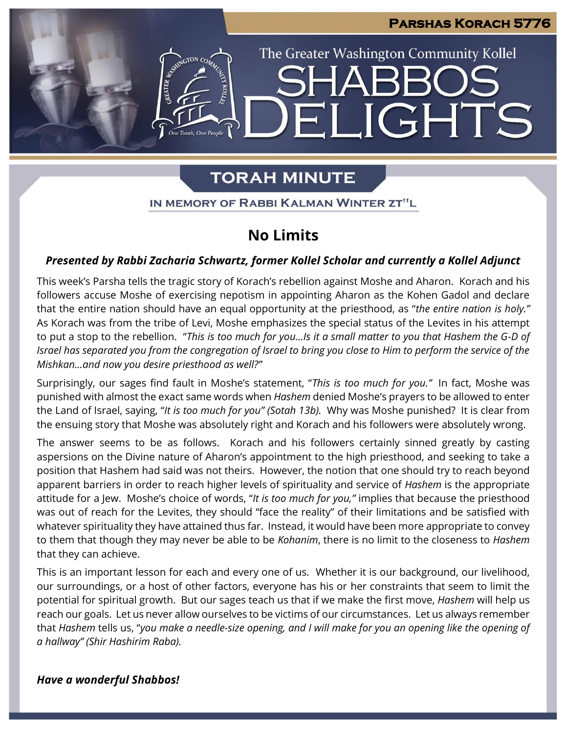Parshas Korach 5776

The Greater Washington Community Kollel

# Shabbos Delights

## Torah Minute

In memory of Rabbi Kalman Winter zt"l

## No Limits

***Presented by Rabbi Zacharia Schwartz, former Kollel Scholar and currently a Kollel Adjunct***

This week's Parsha tells the tragic story of Korach's rebellion against Moshe and Aharon. Korach and his followers accuse Moshe of exercising nepotism in appointing Aharon as the Kohen Gadol and declare that the entire nation should have an equal opportunity at the priesthood, as "*the entire nation is holy.*" As Korach was from the tribe of Levi, Moshe emphasizes the special status of the Levites in his attempt to put a stop to the rebellion. "*This is too much for you…Is it a small matter to you that Hashem the G-D of Israel has separated you from the congregation of Israel to bring you close to Him to perform the service of the Mishkan…and now you desire priesthood as well?*"

Surprisingly, our sages find fault in Moshe's statement, "*This is too much for you.*" In fact, Moshe was punished with almost the exact same words when *Hashem* denied Moshe's prayers to be allowed to enter the Land of Israel, saying, "*It is too much for you" (Sotah 13b).* Why was Moshe punished? It is clear from the ensuing story that Moshe was absolutely right and Korach and his followers were absolutely wrong.

The answer seems to be as follows. Korach and his followers certainly sinned greatly by casting aspersions on the Divine nature of Aharon's appointment to the high priesthood, and seeking to take a position that Hashem had said was not theirs. However, the notion that one should try to reach beyond apparent barriers in order to reach higher levels of spirituality and service of *Hashem* is the appropriate attitude for a Jew. Moshe's choice of words, "*It is too much for you,*" implies that because the priesthood was out of reach for the Levites, they should "face the reality" of their limitations and be satisfied with whatever spirituality they have attained thus far. Instead, it would have been more appropriate to convey to them that though they may never be able to be *Kohanim*, there is no limit to the closeness to *Hashem* that they can achieve.

This is an important lesson for each and every one of us. Whether it is our background, our livelihood, our surroundings, or a host of other factors, everyone has his or her constraints that seem to limit the potential for spiritual growth. But our sages teach us that if we make the first move, *Hashem* will help us reach our goals. Let us never allow ourselves to be victims of our circumstances. Let us always remember that *Hashem* tells us, "*you make a needle-size opening, and I will make for you an opening like the opening of a hallway" (Shir Hashirim Raba).*

***Have a wonderful Shabbos!***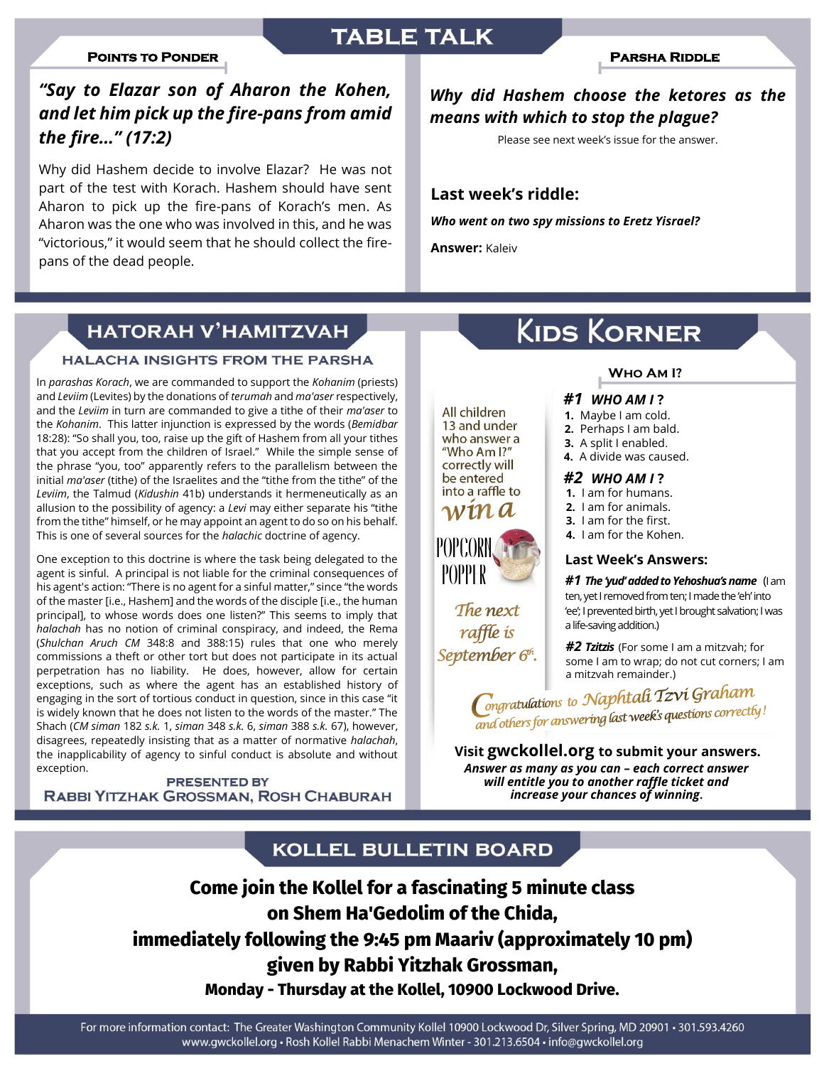# TABLE TALK

## Points to Ponder

***"Say to Elazar son of Aharon the Kohen, and let him pick up the fire-pans from amid the fire…" (17:2)***

Why did Hashem decide to involve Elazar? He was not part of the test with Korach. Hashem should have sent Aharon to pick up the fire-pans of Korach's men. As Aharon was the one who was involved in this, and he was "victorious," it would seem that he should collect the fire-pans of the dead people.

## Parsha Riddle

***Why did Hashem choose the ketores as the means with which to stop the plague?***

Please see next week's issue for the answer.

### Last week's riddle:

***Who went on two spy missions to Eretz Yisrael?***

**Answer:** Kaleiv

# HATORAH V'HAMITZVAH

## HALACHA INSIGHTS FROM THE PARSHA

In *parashas Korach*, we are commanded to support the *Kohanim* (priests) and *Leviim* (Levites) by the donations of *terumah* and *ma'aser* respectively, and the *Leviim* in turn are commanded to give a tithe of their *ma'aser* to the *Kohanim*. This latter injunction is expressed by the words (*Bemidbar* 18:28): "So shall you, too, raise up the gift of Hashem from all your tithes that you accept from the children of Israel." While the simple sense of the phrase "you, too" apparently refers to the parallelism between the initial *ma'aser* (tithe) of the Israelites and the "tithe from the tithe" of the *Leviim*, the Talmud (*Kidushin* 41b) understands it hermeneutically as an allusion to the possibility of agency: a *Levi* may either separate his "tithe from the tithe" himself, or he may appoint an agent to do so on his behalf. This is one of several sources for the *halachic* doctrine of agency.

One exception to this doctrine is where the task being delegated to the agent is sinful. A principal is not liable for the criminal consequences of his agent's action: "There is no agent for a sinful matter," since "the words of the master [i.e., Hashem] and the words of the disciple [i.e., the human principal], to whose words does one listen?" This seems to imply that *halachah* has no notion of criminal conspiracy, and indeed, the Rema (*Shulchan Aruch CM* 348:8 and 388:15) rules that one who merely commissions a theft or other tort but does not participate in its actual perpetration has no liability. He does, however, allow for certain exceptions, such as where the agent has an established history of engaging in the sort of tortious conduct in question, since in this case "it is widely known that he does not listen to the words of the master." The Shach (*CM siman* 182 *s.k.* 1, *siman* 348 *s.k.* 6, *siman* 388 *s.k.* 67), however, disagrees, repeatedly insisting that as a matter of normative *halachah*, the inapplicability of agency to sinful conduct is absolute and without exception.

**PRESENTED BY**
**RABBI YITZHAK GROSSMAN, ROSH CHABURAH**

# KIDS KORNER

All children 13 and under who answer a "Who Am I?" correctly will be entered into a raffle to *win a* POPCORN POPPER

*The next raffle is September 6th.*

## Who Am I?

### #1 WHO AM I ?

1. Maybe I am cold.
2. Perhaps I am bald.
3. A split I enabled.
4. A divide was caused.

### #2 WHO AM I ?

1. I am for humans.
2. I am for animals.
3. I am for the first.
4. I am for the Kohen.

### Last Week's Answers:

***#1 The 'yud' added to Yehoshua's name*** (I am ten, yet I removed from ten; I made the 'eh' into 'ee'; I prevented birth, yet I brought salvation; I was a life-saving addition.)

***#2 Tzitzis*** (For some I am a mitzvah; for some I am to wrap; do not cut corners; I am a mitzvah remainder.)

*Congratulations to Naphtali Tzvi Graham and others for answering last week's questions correctly!*

**Visit gwckollel.org to submit your answers.**
***Answer as many as you can – each correct answer will entitle you to another raffle ticket and increase your chances of winning.***

# KOLLEL BULLETIN BOARD

**Come join the Kollel for a fascinating 5 minute class on Shem Ha'Gedolim of the Chida, immediately following the 9:45 pm Maariv (approximately 10 pm) given by Rabbi Yitzhak Grossman,**
**Monday - Thursday at the Kollel, 10900 Lockwood Drive.**

For more information contact: The Greater Washington Community Kollel 10900 Lockwood Dr, Silver Spring, MD 20901 • 301.593.4260
www.gwckollel.org • Rosh Kollel Rabbi Menachem Winter - 301.213.6504 • info@gwckollel.org